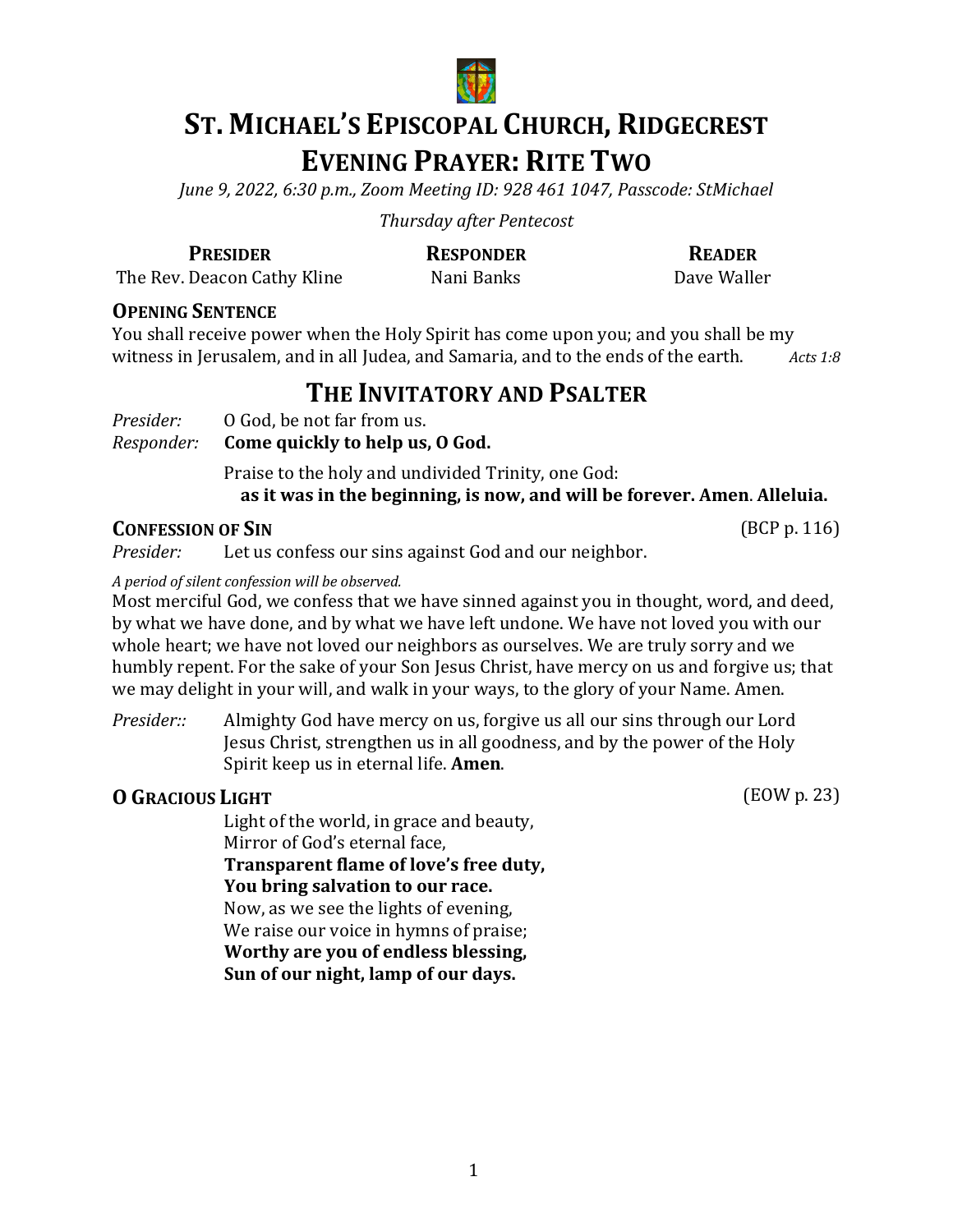# ST. MICHAEL'S EPISCOPAL CHURCH, RIDGECREST
# EVENING PRAYER: RITE TWO

*June 9, 2022, 6:30 p.m., Zoom Meeting ID: 928 461 1047, Passcode: StMichael*

*Thursday after Pentecost*

| **PRESIDER** | **RESPONDER** | **READER** |
|---|---|---|
| The Rev. Deacon Cathy Kline | Nani Banks | Dave Waller |

### OPENING SENTENCE

You shall receive power when the Holy Spirit has come upon you; and you shall be my witness in Jerusalem, and in all Judea, and Samaria, and to the ends of the earth. *Acts 1:8*

## THE INVITATORY AND PSALTER

*Presider:* O God, be not far from us.
*Responder:* **Come quickly to help us, O God.**

Praise to the holy and undivided Trinity, one God:
**as it was in the beginning, is now, and will be forever. Amen. Alleluia.**

### CONFESSION OF SIN (BCP p. 116)

*Presider:* Let us confess our sins against God and our neighbor.

*A period of silent confession will be observed.*

Most merciful God, we confess that we have sinned against you in thought, word, and deed, by what we have done, and by what we have left undone. We have not loved you with our whole heart; we have not loved our neighbors as ourselves. We are truly sorry and we humbly repent. For the sake of your Son Jesus Christ, have mercy on us and forgive us; that we may delight in your will, and walk in your ways, to the glory of your Name. Amen.

*Presider::* Almighty God have mercy on us, forgive us all our sins through our Lord Jesus Christ, strengthen us in all goodness, and by the power of the Holy Spirit keep us in eternal life. **Amen**.

### O GRACIOUS LIGHT (EOW p. 23)

Light of the world, in grace and beauty,
Mirror of God's eternal face,
**Transparent flame of love's free duty,**
**You bring salvation to our race.**
Now, as we see the lights of evening,
We raise our voice in hymns of praise;
**Worthy are you of endless blessing,**
**Sun of our night, lamp of our days.**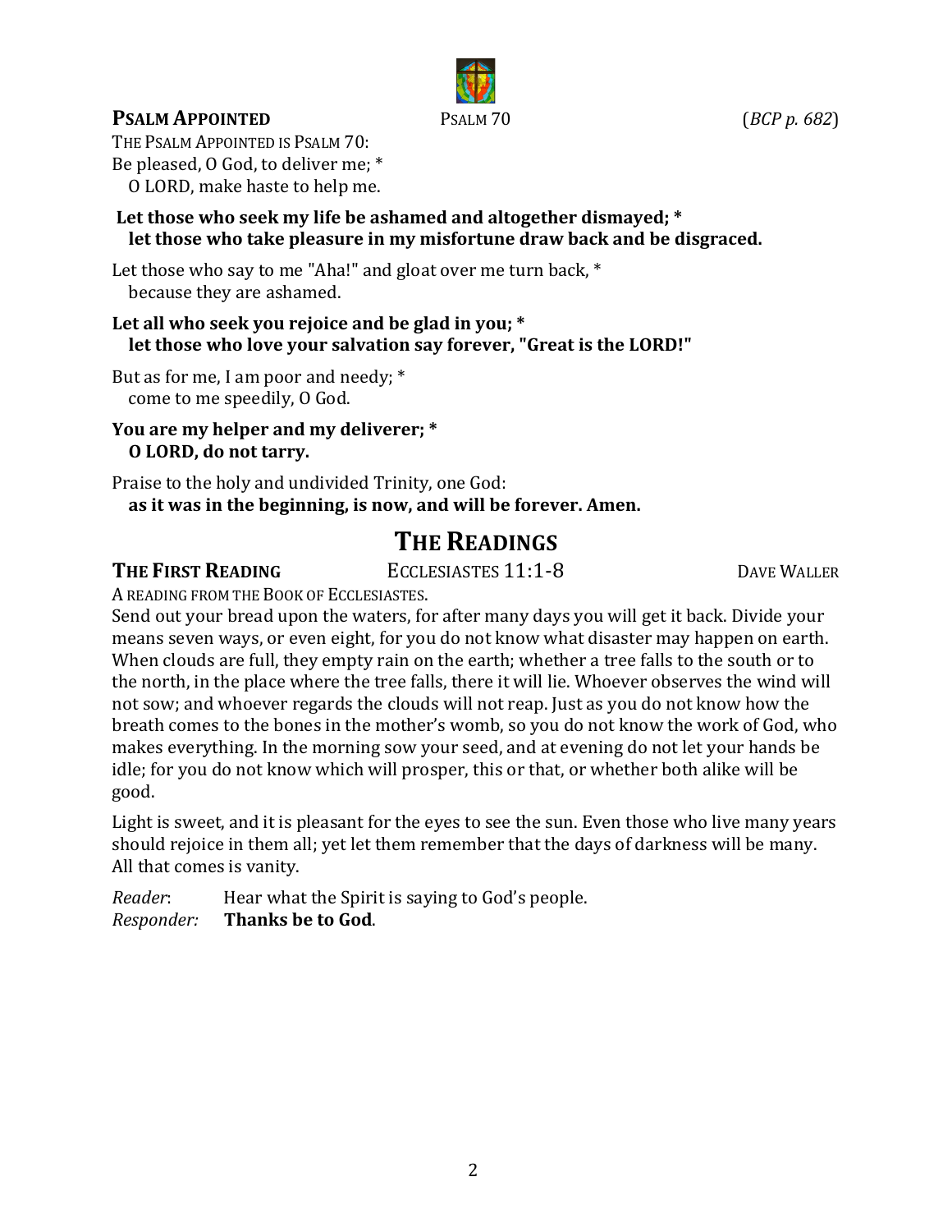**PSALM APPOINTED** PSALM 70 (*BCP p. 682*)

THE PSALM APPOINTED IS PSALM 70:
Be pleased, O God, to deliver me; *
O LORD, make haste to help me.

**Let those who seek my life be ashamed and altogether dismayed; *
let those who take pleasure in my misfortune draw back and be disgraced.**

Let those who say to me "Aha!" and gloat over me turn back, *
because they are ashamed.

**Let all who seek you rejoice and be glad in you; *
let those who love your salvation say forever, "Great is the LORD!"**

But as for me, I am poor and needy; *
come to me speedily, O God.

**You are my helper and my deliverer; *
O LORD, do not tarry.**

Praise to the holy and undivided Trinity, one God:
**as it was in the beginning, is now, and will be forever. Amen.**

# THE READINGS

**THE FIRST READING** ECCLESIASTES 11:1-8 DAVE WALLER

A READING FROM THE BOOK OF ECCLESIASTES.

Send out your bread upon the waters, for after many days you will get it back. Divide your means seven ways, or even eight, for you do not know what disaster may happen on earth. When clouds are full, they empty rain on the earth; whether a tree falls to the south or to the north, in the place where the tree falls, there it will lie. Whoever observes the wind will not sow; and whoever regards the clouds will not reap. Just as you do not know how the breath comes to the bones in the mother's womb, so you do not know the work of God, who makes everything. In the morning sow your seed, and at evening do not let your hands be idle; for you do not know which will prosper, this or that, or whether both alike will be good.

Light is sweet, and it is pleasant for the eyes to see the sun. Even those who live many years should rejoice in them all; yet let them remember that the days of darkness will be many. All that comes is vanity.

*Reader*: Hear what the Spirit is saying to God's people.
*Responder:* **Thanks be to God**.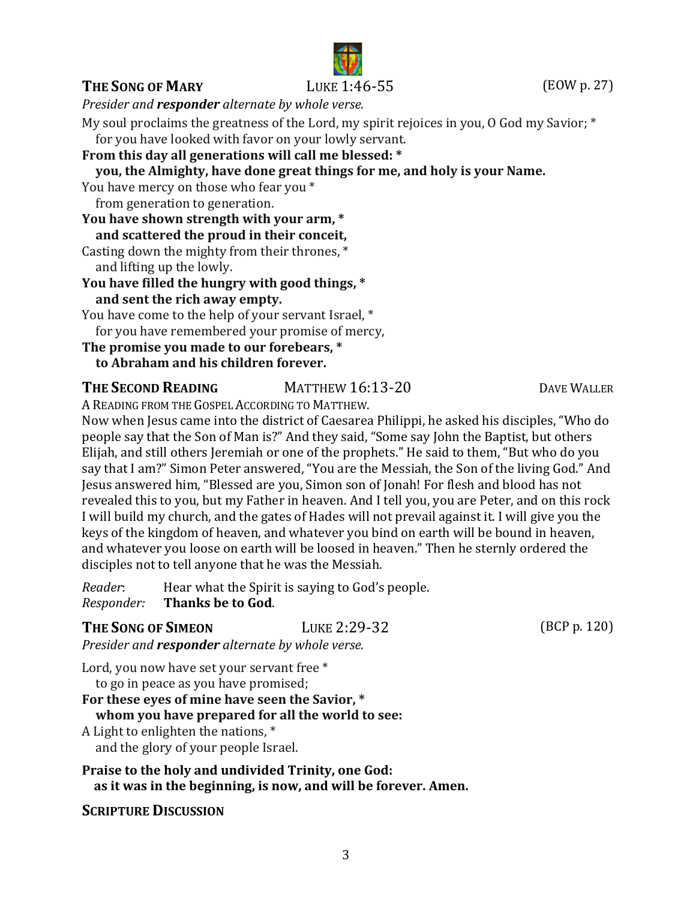## **THE SONG OF MARY** LUKE 1:46-55 (EOW p. 27)

*Presider and **responder** alternate by whole verse.*

My soul proclaims the greatness of the Lord, my spirit rejoices in you, O God my Savior; *
for you have looked with favor on your lowly servant.

**From this day all generations will call me blessed: *
you, the Almighty, have done great things for me, and holy is your Name.**

You have mercy on those who fear you *
from generation to generation.

**You have shown strength with your arm, *
and scattered the proud in their conceit,**

Casting down the mighty from their thrones, *
and lifting up the lowly.

**You have filled the hungry with good things, *
and sent the rich away empty.**

You have come to the help of your servant Israel, *
for you have remembered your promise of mercy,

**The promise you made to our forebears, *
to Abraham and his children forever.**

## **THE SECOND READING** MATTHEW 16:13-20 DAVE WALLER

A READING FROM THE GOSPEL ACCORDING TO MATTHEW.

Now when Jesus came into the district of Caesarea Philippi, he asked his disciples, "Who do people say that the Son of Man is?" And they said, "Some say John the Baptist, but others Elijah, and still others Jeremiah or one of the prophets." He said to them, "But who do you say that I am?" Simon Peter answered, "You are the Messiah, the Son of the living God." And Jesus answered him, "Blessed are you, Simon son of Jonah! For flesh and blood has not revealed this to you, but my Father in heaven. And I tell you, you are Peter, and on this rock I will build my church, and the gates of Hades will not prevail against it. I will give you the keys of the kingdom of heaven, and whatever you bind on earth will be bound in heaven, and whatever you loose on earth will be loosed in heaven." Then he sternly ordered the disciples not to tell anyone that he was the Messiah.

*Reader*: Hear what the Spirit is saying to God's people.
*Responder:* **Thanks be to God**.

## **THE SONG OF SIMEON** LUKE 2:29-32 (BCP p. 120)

*Presider and **responder** alternate by whole verse.*

Lord, you now have set your servant free *
to go in peace as you have promised;

**For these eyes of mine have seen the Savior, *
whom you have prepared for all the world to see:**

A Light to enlighten the nations, *
and the glory of your people Israel.

**Praise to the holy and undivided Trinity, one God:
as it was in the beginning, is now, and will be forever. Amen.**

## **SCRIPTURE DISCUSSION**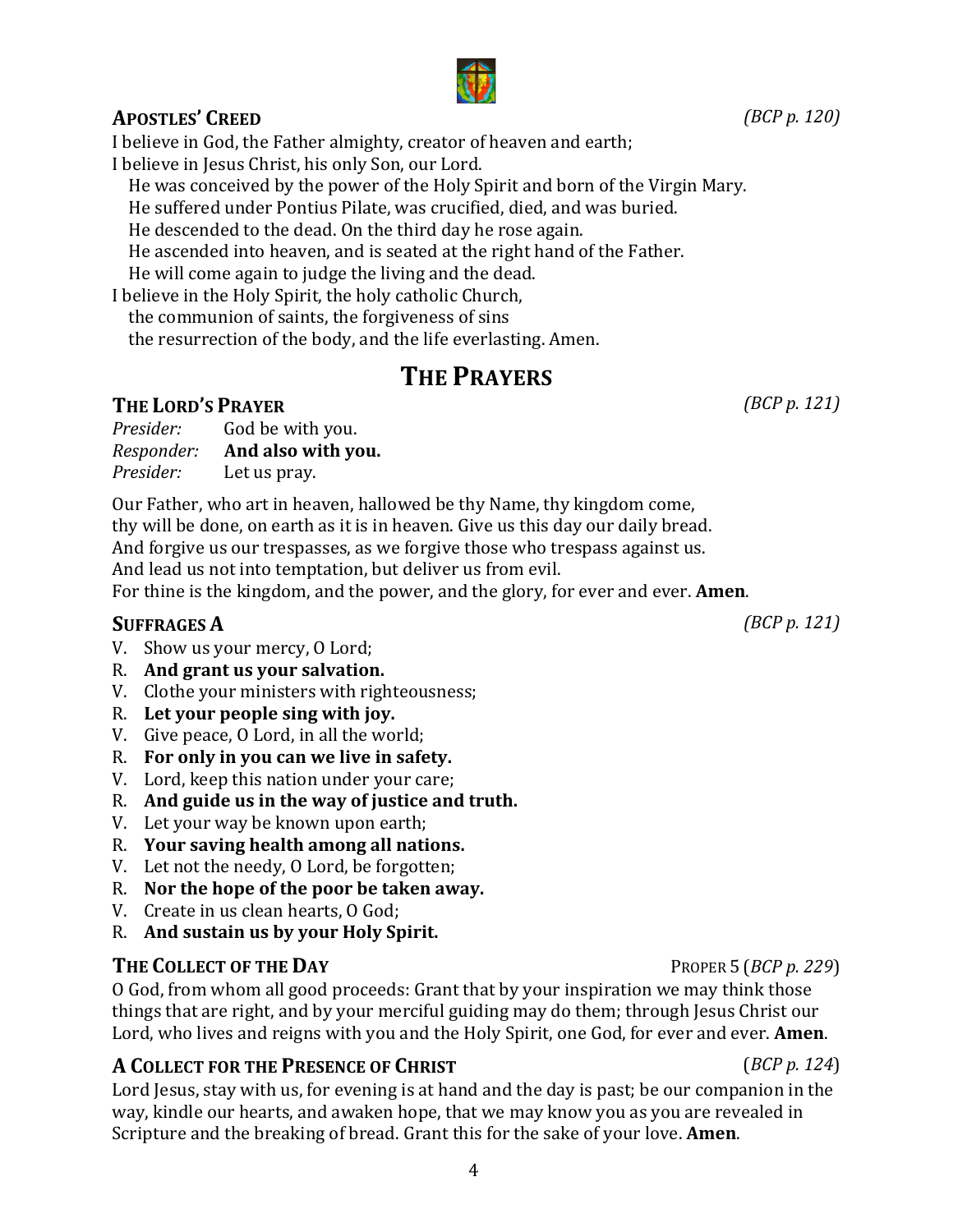### APOSTLES' CREED *(BCP p. 120)*

I believe in God, the Father almighty, creator of heaven and earth;
I believe in Jesus Christ, his only Son, our Lord.
He was conceived by the power of the Holy Spirit and born of the Virgin Mary.
He suffered under Pontius Pilate, was crucified, died, and was buried.
He descended to the dead. On the third day he rose again.
He ascended into heaven, and is seated at the right hand of the Father.
He will come again to judge the living and the dead.
I believe in the Holy Spirit, the holy catholic Church,
the communion of saints, the forgiveness of sins
the resurrection of the body, and the life everlasting. Amen.

## THE PRAYERS

### THE LORD'S PRAYER *(BCP p. 121)*

*Presider:* God be with you.
*Responder:* **And also with you.**
*Presider:* Let us pray.

Our Father, who art in heaven, hallowed be thy Name, thy kingdom come,
thy will be done, on earth as it is in heaven. Give us this day our daily bread.
And forgive us our trespasses, as we forgive those who trespass against us.
And lead us not into temptation, but deliver us from evil.
For thine is the kingdom, and the power, and the glory, for ever and ever. **Amen**.

### SUFFRAGES A *(BCP p. 121)*

V. Show us your mercy, O Lord;
R. **And grant us your salvation.**
V. Clothe your ministers with righteousness;
R. **Let your people sing with joy.**
V. Give peace, O Lord, in all the world;
R. **For only in you can we live in safety.**
V. Lord, keep this nation under your care;
R. **And guide us in the way of justice and truth.**
V. Let your way be known upon earth;
R. **Your saving health among all nations.**
V. Let not the needy, O Lord, be forgotten;
R. **Nor the hope of the poor be taken away.**
V. Create in us clean hearts, O God;
R. **And sustain us by your Holy Spirit.**

### THE COLLECT OF THE DAY PROPER 5 (*BCP p. 229*)

O God, from whom all good proceeds: Grant that by your inspiration we may think those things that are right, and by your merciful guiding may do them; through Jesus Christ our Lord, who lives and reigns with you and the Holy Spirit, one God, for ever and ever. **Amen**.

### A COLLECT FOR THE PRESENCE OF CHRIST (*BCP p. 124*)

Lord Jesus, stay with us, for evening is at hand and the day is past; be our companion in the way, kindle our hearts, and awaken hope, that we may know you as you are revealed in Scripture and the breaking of bread. Grant this for the sake of your love. **Amen**.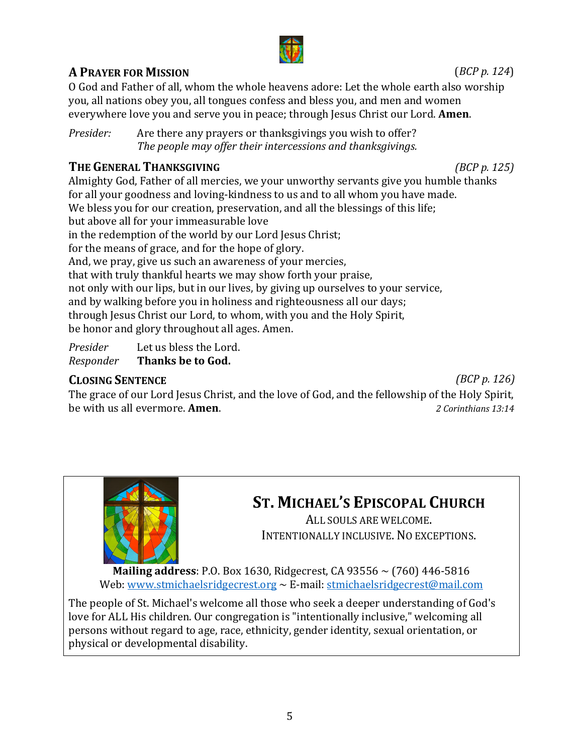### A PRAYER FOR MISSION (*BCP p. 124*)

O God and Father of all, whom the whole heavens adore: Let the whole earth also worship you, all nations obey you, all tongues confess and bless you, and men and women everywhere love you and serve you in peace; through Jesus Christ our Lord. **Amen**.

*Presider:* Are there any prayers or thanksgivings you wish to offer?
*The people may offer their intercessions and thanksgivings.*

### THE GENERAL THANKSGIVING *(BCP p. 125)*

Almighty God, Father of all mercies, we your unworthy servants give you humble thanks for all your goodness and loving-kindness to us and to all whom you have made.
We bless you for our creation, preservation, and all the blessings of this life;
but above all for your immeasurable love
in the redemption of the world by our Lord Jesus Christ;
for the means of grace, and for the hope of glory.
And, we pray, give us such an awareness of your mercies,
that with truly thankful hearts we may show forth your praise,
not only with our lips, but in our lives, by giving up ourselves to your service,
and by walking before you in holiness and righteousness all our days;
through Jesus Christ our Lord, to whom, with you and the Holy Spirit,
be honor and glory throughout all ages. Amen.

*Presider* Let us bless the Lord.
*Responder* **Thanks be to God.**

### CLOSING SENTENCE *(BCP p. 126)*

The grace of our Lord Jesus Christ, and the love of God, and the fellowship of the Holy Spirit, be with us all evermore. **Amen**. *2 Corinthians 13:14*

## ST. MICHAEL'S EPISCOPAL CHURCH

ALL SOULS ARE WELCOME.
INTENTIONALLY INCLUSIVE. NO EXCEPTIONS.

**Mailing address**: P.O. Box 1630, Ridgecrest, CA 93556 ~ (760) 446-5816
Web: www.stmichaelsridgecrest.org ~ E-mail: stmichaelsridgecrest@mail.com

The people of St. Michael's welcome all those who seek a deeper understanding of God's love for ALL His children. Our congregation is "intentionally inclusive," welcoming all persons without regard to age, race, ethnicity, gender identity, sexual orientation, or physical or developmental disability.